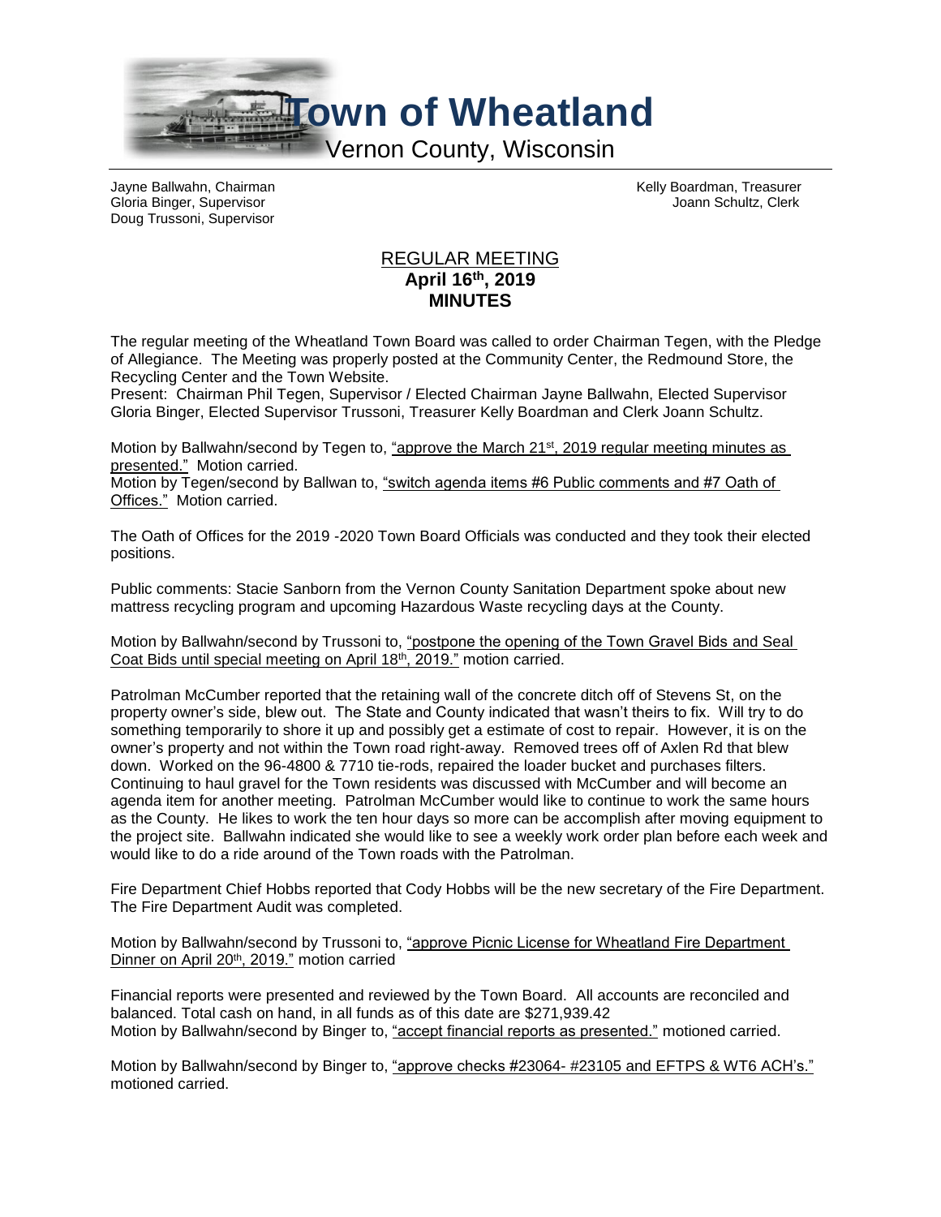# Town of Wheatland

## Vernon County, Wisconsin

Jayne Ballwahn, Chairman
Gloria Binger, Supervisor
Doug Trussoni, Supervisor

Kelly Boardman, Treasurer
Joann Schultz, Clerk

## REGULAR MEETING
**April 16th, 2019**
**MINUTES**

The regular meeting of the Wheatland Town Board was called to order Chairman Tegen, with the Pledge of Allegiance. The Meeting was properly posted at the Community Center, the Redmound Store, the Recycling Center and the Town Website.
Present: Chairman Phil Tegen, Supervisor / Elected Chairman Jayne Ballwahn, Elected Supervisor Gloria Binger, Elected Supervisor Trussoni, Treasurer Kelly Boardman and Clerk Joann Schultz.

Motion by Ballwahn/second by Tegen to, "approve the March 21st, 2019 regular meeting minutes as presented." Motion carried.
Motion by Tegen/second by Ballwan to, "switch agenda items #6 Public comments and #7 Oath of Offices." Motion carried.

The Oath of Offices for the 2019 -2020 Town Board Officials was conducted and they took their elected positions.

Public comments: Stacie Sanborn from the Vernon County Sanitation Department spoke about new mattress recycling program and upcoming Hazardous Waste recycling days at the County.

Motion by Ballwahn/second by Trussoni to, "postpone the opening of the Town Gravel Bids and Seal Coat Bids until special meeting on April 18th, 2019." motion carried.

Patrolman McCumber reported that the retaining wall of the concrete ditch off of Stevens St, on the property owner's side, blew out. The State and County indicated that wasn't theirs to fix. Will try to do something temporarily to shore it up and possibly get a estimate of cost to repair. However, it is on the owner's property and not within the Town road right-away. Removed trees off of Axlen Rd that blew down. Worked on the 96-4800 & 7710 tie-rods, repaired the loader bucket and purchases filters. Continuing to haul gravel for the Town residents was discussed with McCumber and will become an agenda item for another meeting. Patrolman McCumber would like to continue to work the same hours as the County. He likes to work the ten hour days so more can be accomplish after moving equipment to the project site. Ballwahn indicated she would like to see a weekly work order plan before each week and would like to do a ride around of the Town roads with the Patrolman.

Fire Department Chief Hobbs reported that Cody Hobbs will be the new secretary of the Fire Department. The Fire Department Audit was completed.

Motion by Ballwahn/second by Trussoni to, "approve Picnic License for Wheatland Fire Department Dinner on April 20th, 2019." motion carried

Financial reports were presented and reviewed by the Town Board. All accounts are reconciled and balanced. Total cash on hand, in all funds as of this date are $271,939.42
Motion by Ballwahn/second by Binger to, "accept financial reports as presented." motioned carried.

Motion by Ballwahn/second by Binger to, "approve checks #23064- #23105 and EFTPS & WT6 ACH's." motioned carried.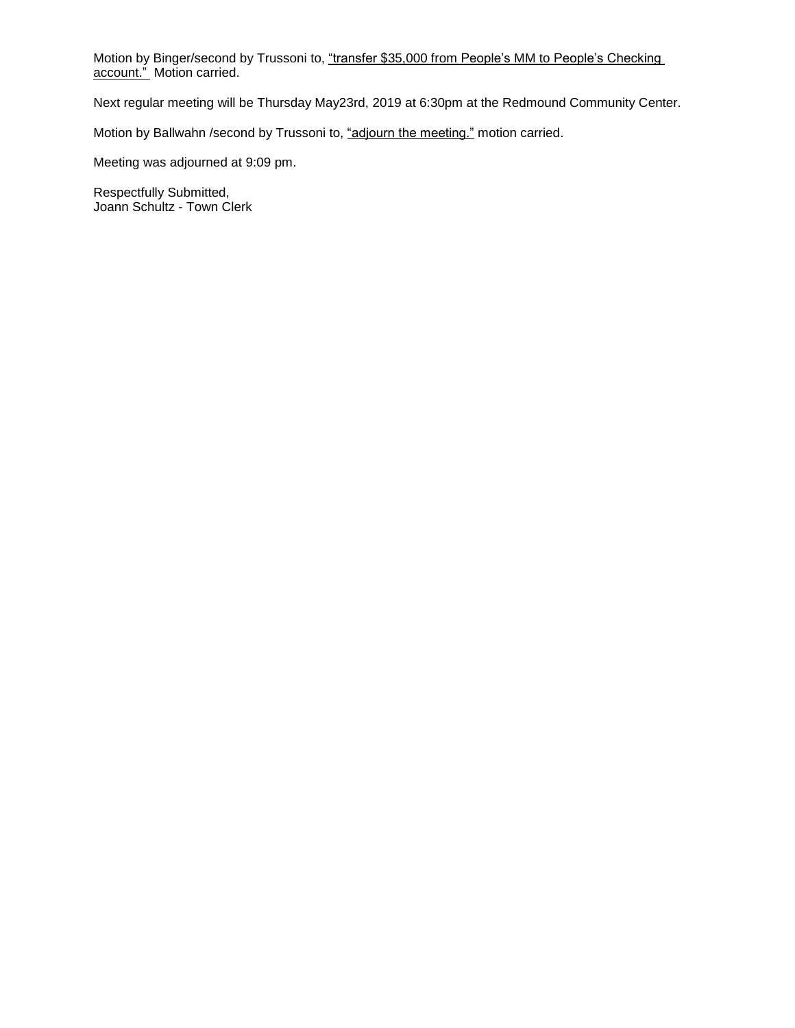Motion by Binger/second by Trussoni to, <u>"transfer $35,000 from People's MM to People's Checking account."</u> Motion carried.

Next regular meeting will be Thursday May23rd, 2019 at 6:30pm at the Redmound Community Center.

Motion by Ballwahn /second by Trussoni to, <u>"adjourn the meeting."</u> motion carried.

Meeting was adjourned at 9:09 pm.

Respectfully Submitted,
Joann Schultz - Town Clerk